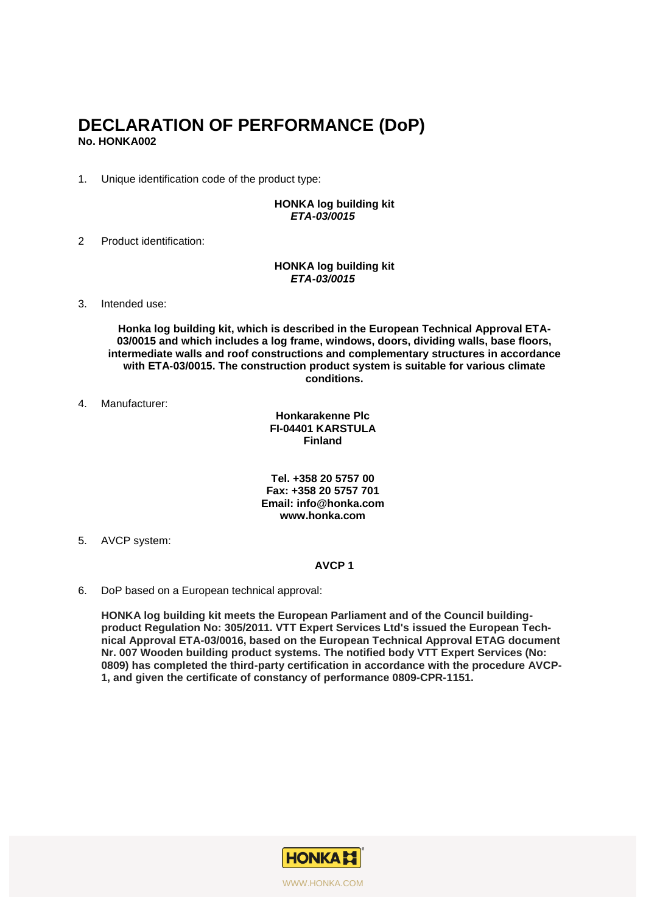# DECLARATION OF PERFORMANCE (DoP)

**No. HONKA002**

1. Unique identification code of the product type:

   **HONKA log building kit**
   ***ETA-03/0015***

2 Product identification:

   **HONKA log building kit**
   ***ETA-03/0015***

3. Intended use:

   **Honka log building kit, which is described in the European Technical Approval ETA-03/0015 and which includes a log frame, windows, doors, dividing walls, base floors, intermediate walls and roof constructions and complementary structures in accordance with ETA-03/0015. The construction product system is suitable for various climate conditions.**

4. Manufacturer:

   **Honkarakenne Plc**
   **FI-04401 KARSTULA**
   **Finland**

   **Tel. +358 20 5757 00**
   **Fax: +358 20 5757 701**
   **Email: info@honka.com**
   **www.honka.com**

5. AVCP system:

   **AVCP 1**

6. DoP based on a European technical approval:

   **HONKA log building kit meets the European Parliament and of the Council building-product Regulation No: 305/2011. VTT Expert Services Ltd's issued the European Technical Approval ETA-03/0016, based on the European Technical Approval ETAG document Nr. 007 Wooden building product systems. The notified body VTT Expert Services (No: 0809) has completed the third-party certification in accordance with the procedure AVCP-1, and given the certificate of constancy of performance 0809-CPR-1151.**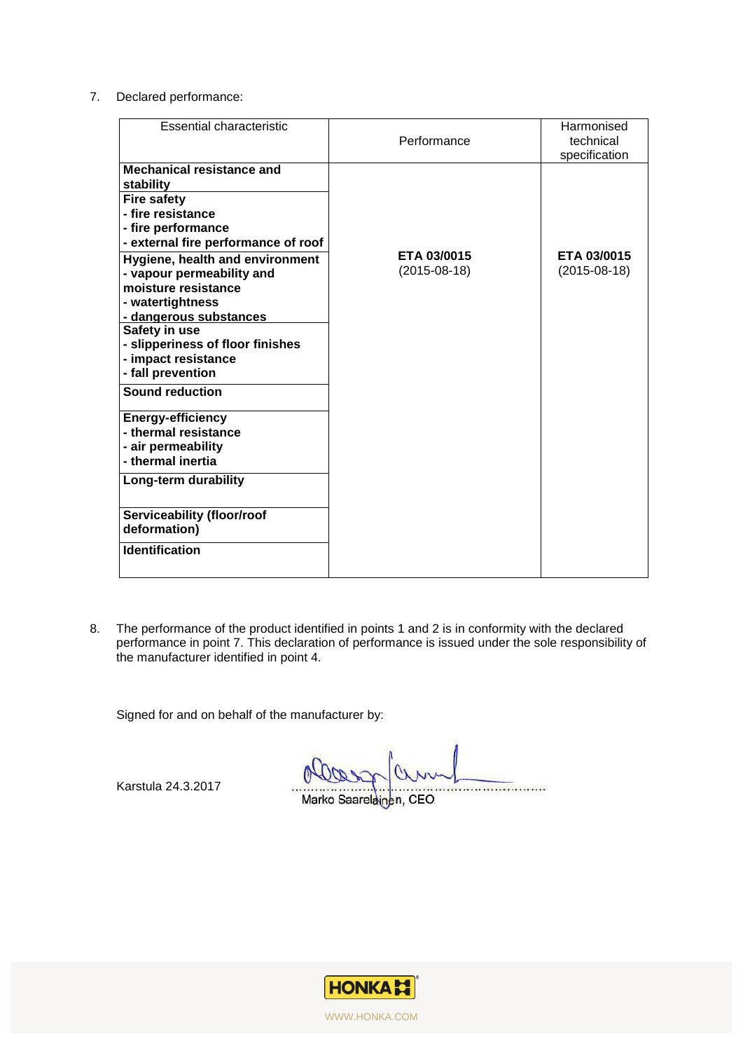7. Declared performance:

| Essential characteristic | Performance | Harmonised technical specification |
|---|---|---|
| **Mechanical resistance and stability** | **ETA 03/0015** (2015-08-18) | **ETA 03/0015** (2015-08-18) |
| **Fire safety**<br>**- fire resistance**<br>**- fire performance**<br>**- external fire performance of roof** | | |
| **Hygiene, health and environment**<br>**- vapour permeability and moisture resistance**<br>**- watertightness**<br>**- dangerous substances** | | |
| **Safety in use**<br>**- slipperiness of floor finishes**<br>**- impact resistance**<br>**- fall prevention** | | |
| **Sound reduction** | | |
| **Energy-efficiency**<br>**- thermal resistance**<br>**- air permeability**<br>**- thermal inertia** | | |
| **Long-term durability** | | |
| **Serviceability (floor/roof deformation)** | | |
| **Identification** | | |

8. The performance of the product identified in points 1 and 2 is in conformity with the declared performance in point 7. This declaration of performance is issued under the sole responsibility of the manufacturer identified in point 4.

Signed for and on behalf of the manufacturer by:

Karstula 24.3.2017

Marko Saarelainen, CEO

HONKA

WWW.HONKA.COM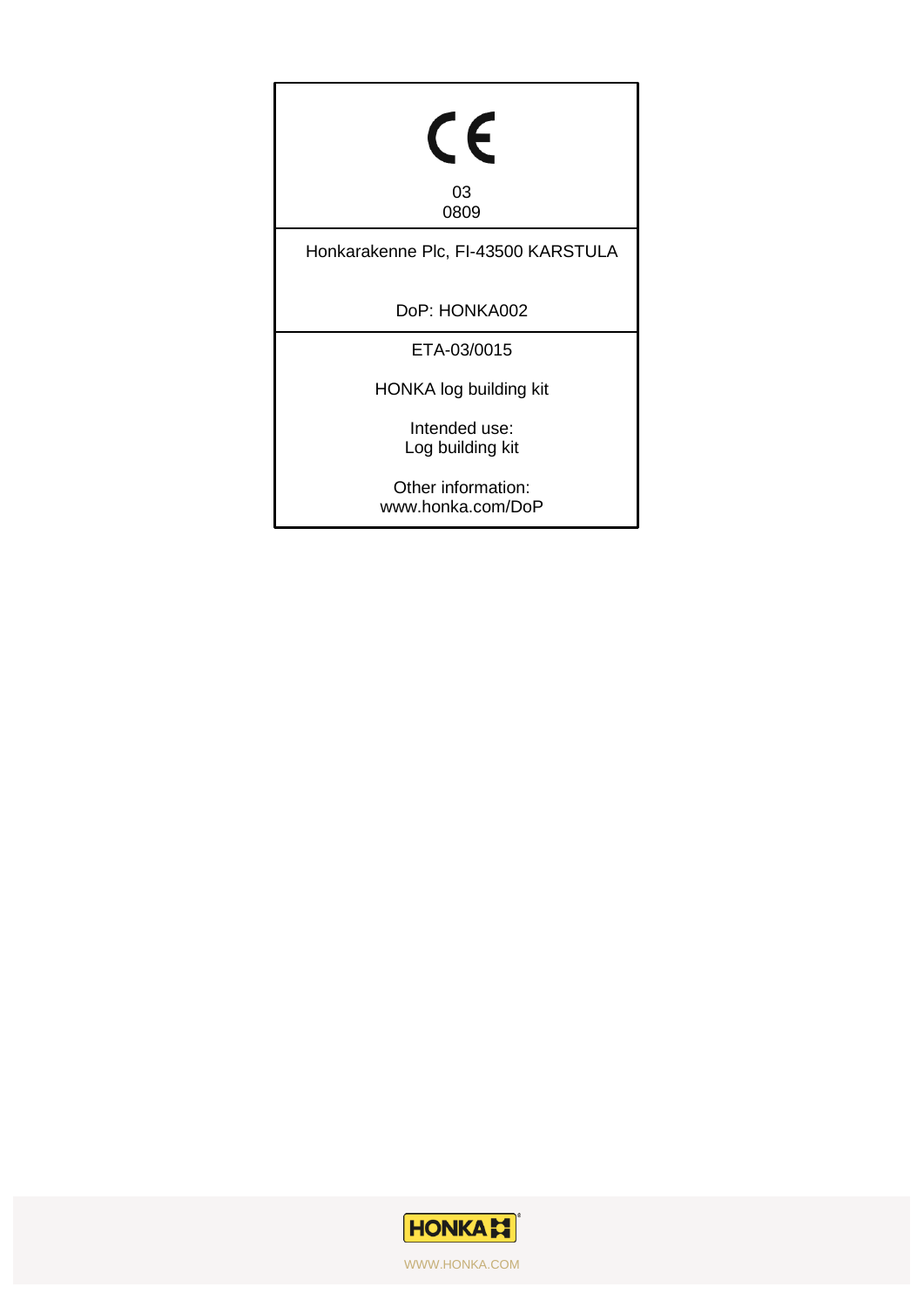CE

03
0809

Honkarakenne Plc, FI-43500 KARSTULA

DoP: HONKA002

ETA-03/0015

HONKA log building kit

Intended use:
Log building kit

Other information:
www.honka.com/DoP